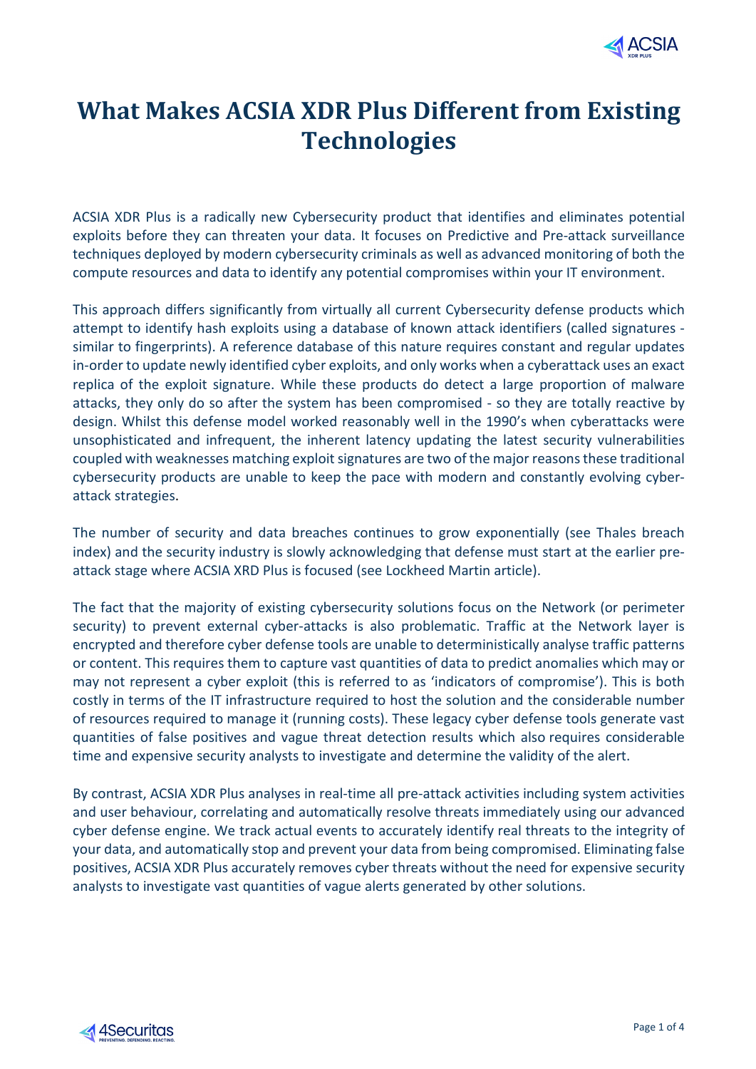# What Makes ACSIA XDR Plus Different from Existing Technologies

ACSIA XDR Plus is a radically new Cybersecurity product that identifies and eliminates potential exploits before they can threaten your data. It focuses on Predictive and Pre-attack surveillance techniques deployed by modern cybersecurity criminals as well as advanced monitoring of both the compute resources and data to identify any potential compromises within your IT environment.

This approach differs significantly from virtually all current Cybersecurity defense products which attempt to identify hash exploits using a database of known attack identifiers (called signatures - similar to fingerprints). A reference database of this nature requires constant and regular updates in-order to update newly identified cyber exploits, and only works when a cyberattack uses an exact replica of the exploit signature. While these products do detect a large proportion of malware attacks, they only do so after the system has been compromised - so they are totally reactive by design. Whilst this defense model worked reasonably well in the 1990's when cyberattacks were unsophisticated and infrequent, the inherent latency updating the latest security vulnerabilities coupled with weaknesses matching exploit signatures are two of the major reasons these traditional cybersecurity products are unable to keep the pace with modern and constantly evolving cyber-attack strategies.

The number of security and data breaches continues to grow exponentially (see Thales breach index) and the security industry is slowly acknowledging that defense must start at the earlier pre-attack stage where ACSIA XRD Plus is focused (see Lockheed Martin article).

The fact that the majority of existing cybersecurity solutions focus on the Network (or perimeter security) to prevent external cyber-attacks is also problematic. Traffic at the Network layer is encrypted and therefore cyber defense tools are unable to deterministically analyse traffic patterns or content. This requires them to capture vast quantities of data to predict anomalies which may or may not represent a cyber exploit (this is referred to as 'indicators of compromise'). This is both costly in terms of the IT infrastructure required to host the solution and the considerable number of resources required to manage it (running costs). These legacy cyber defense tools generate vast quantities of false positives and vague threat detection results which also requires considerable time and expensive security analysts to investigate and determine the validity of the alert.

By contrast, ACSIA XDR Plus analyses in real-time all pre-attack activities including system activities and user behaviour, correlating and automatically resolve threats immediately using our advanced cyber defense engine. We track actual events to accurately identify real threats to the integrity of your data, and automatically stop and prevent your data from being compromised. Eliminating false positives, ACSIA XDR Plus accurately removes cyber threats without the need for expensive security analysts to investigate vast quantities of vague alerts generated by other solutions.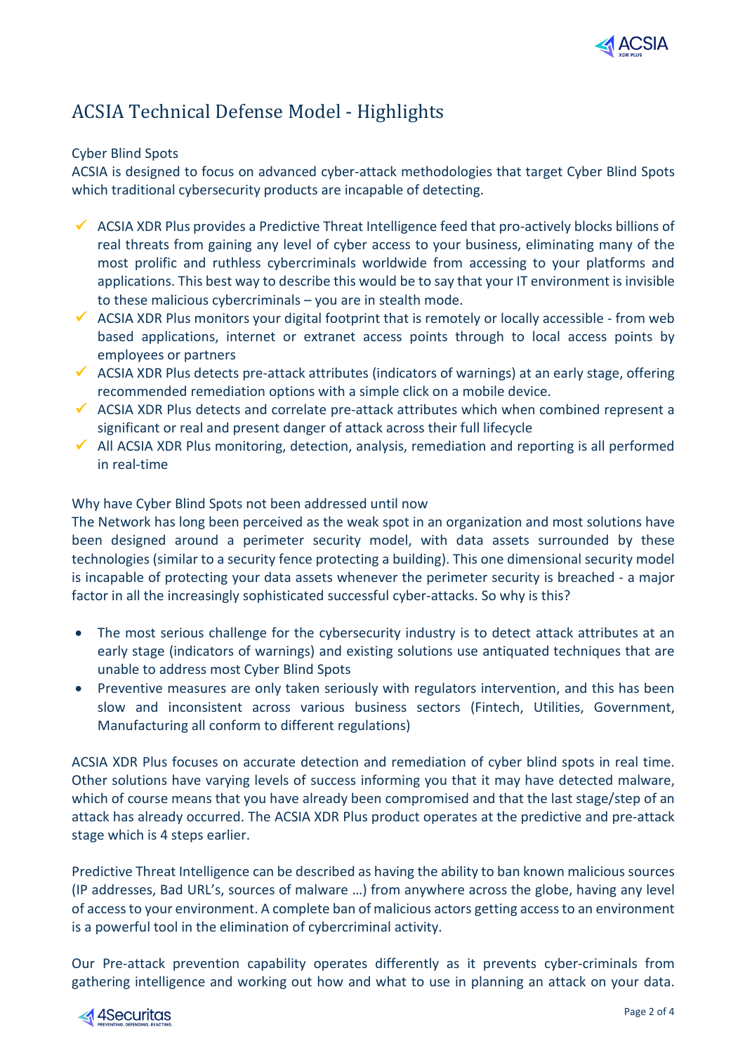# ACSIA Technical Defense Model - Highlights

Cyber Blind Spots

ACSIA is designed to focus on advanced cyber-attack methodologies that target Cyber Blind Spots which traditional cybersecurity products are incapable of detecting.

- ✓ ACSIA XDR Plus provides a Predictive Threat Intelligence feed that pro-actively blocks billions of real threats from gaining any level of cyber access to your business, eliminating many of the most prolific and ruthless cybercriminals worldwide from accessing to your platforms and applications. This best way to describe this would be to say that your IT environment is invisible to these malicious cybercriminals – you are in stealth mode.
- ✓ ACSIA XDR Plus monitors your digital footprint that is remotely or locally accessible - from web based applications, internet or extranet access points through to local access points by employees or partners
- ✓ ACSIA XDR Plus detects pre-attack attributes (indicators of warnings) at an early stage, offering recommended remediation options with a simple click on a mobile device.
- ✓ ACSIA XDR Plus detects and correlate pre-attack attributes which when combined represent a significant or real and present danger of attack across their full lifecycle
- ✓ All ACSIA XDR Plus monitoring, detection, analysis, remediation and reporting is all performed in real-time

Why have Cyber Blind Spots not been addressed until now

The Network has long been perceived as the weak spot in an organization and most solutions have been designed around a perimeter security model, with data assets surrounded by these technologies (similar to a security fence protecting a building). This one dimensional security model is incapable of protecting your data assets whenever the perimeter security is breached - a major factor in all the increasingly sophisticated successful cyber-attacks. So why is this?

- The most serious challenge for the cybersecurity industry is to detect attack attributes at an early stage (indicators of warnings) and existing solutions use antiquated techniques that are unable to address most Cyber Blind Spots
- Preventive measures are only taken seriously with regulators intervention, and this has been slow and inconsistent across various business sectors (Fintech, Utilities, Government, Manufacturing all conform to different regulations)

ACSIA XDR Plus focuses on accurate detection and remediation of cyber blind spots in real time. Other solutions have varying levels of success informing you that it may have detected malware, which of course means that you have already been compromised and that the last stage/step of an attack has already occurred. The ACSIA XDR Plus product operates at the predictive and pre-attack stage which is 4 steps earlier.

Predictive Threat Intelligence can be described as having the ability to ban known malicious sources (IP addresses, Bad URL's, sources of malware …) from anywhere across the globe, having any level of access to your environment. A complete ban of malicious actors getting access to an environment is a powerful tool in the elimination of cybercriminal activity.

Our Pre-attack prevention capability operates differently as it prevents cyber-criminals from gathering intelligence and working out how and what to use in planning an attack on your data.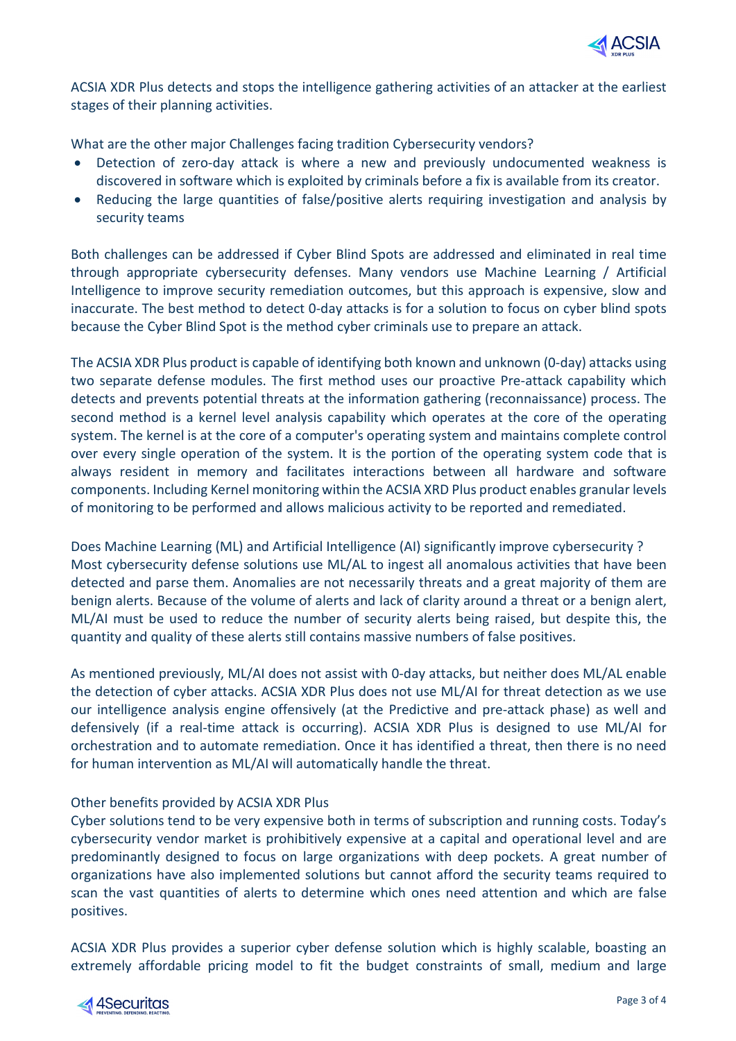ACSIA XDR Plus detects and stops the intelligence gathering activities of an attacker at the earliest stages of their planning activities.

What are the other major Challenges facing tradition Cybersecurity vendors?

- Detection of zero-day attack is where a new and previously undocumented weakness is discovered in software which is exploited by criminals before a fix is available from its creator.
- Reducing the large quantities of false/positive alerts requiring investigation and analysis by security teams

Both challenges can be addressed if Cyber Blind Spots are addressed and eliminated in real time through appropriate cybersecurity defenses. Many vendors use Machine Learning / Artificial Intelligence to improve security remediation outcomes, but this approach is expensive, slow and inaccurate. The best method to detect 0-day attacks is for a solution to focus on cyber blind spots because the Cyber Blind Spot is the method cyber criminals use to prepare an attack.

The ACSIA XDR Plus product is capable of identifying both known and unknown (0-day) attacks using two separate defense modules. The first method uses our proactive Pre-attack capability which detects and prevents potential threats at the information gathering (reconnaissance) process. The second method is a kernel level analysis capability which operates at the core of the operating system. The kernel is at the core of a computer's operating system and maintains complete control over every single operation of the system. It is the portion of the operating system code that is always resident in memory and facilitates interactions between all hardware and software components. Including Kernel monitoring within the ACSIA XRD Plus product enables granular levels of monitoring to be performed and allows malicious activity to be reported and remediated.

Does Machine Learning (ML) and Artificial Intelligence (AI) significantly improve cybersecurity ?
Most cybersecurity defense solutions use ML/AL to ingest all anomalous activities that have been detected and parse them. Anomalies are not necessarily threats and a great majority of them are benign alerts. Because of the volume of alerts and lack of clarity around a threat or a benign alert, ML/AI must be used to reduce the number of security alerts being raised, but despite this, the quantity and quality of these alerts still contains massive numbers of false positives.

As mentioned previously, ML/AI does not assist with 0-day attacks, but neither does ML/AL enable the detection of cyber attacks. ACSIA XDR Plus does not use ML/AI for threat detection as we use our intelligence analysis engine offensively (at the Predictive and pre-attack phase) as well and defensively (if a real-time attack is occurring). ACSIA XDR Plus is designed to use ML/AI for orchestration and to automate remediation. Once it has identified a threat, then there is no need for human intervention as ML/AI will automatically handle the threat.

Other benefits provided by ACSIA XDR Plus
Cyber solutions tend to be very expensive both in terms of subscription and running costs. Today's cybersecurity vendor market is prohibitively expensive at a capital and operational level and are predominantly designed to focus on large organizations with deep pockets. A great number of organizations have also implemented solutions but cannot afford the security teams required to scan the vast quantities of alerts to determine which ones need attention and which are false positives.

ACSIA XDR Plus provides a superior cyber defense solution which is highly scalable, boasting an extremely affordable pricing model to fit the budget constraints of small, medium and large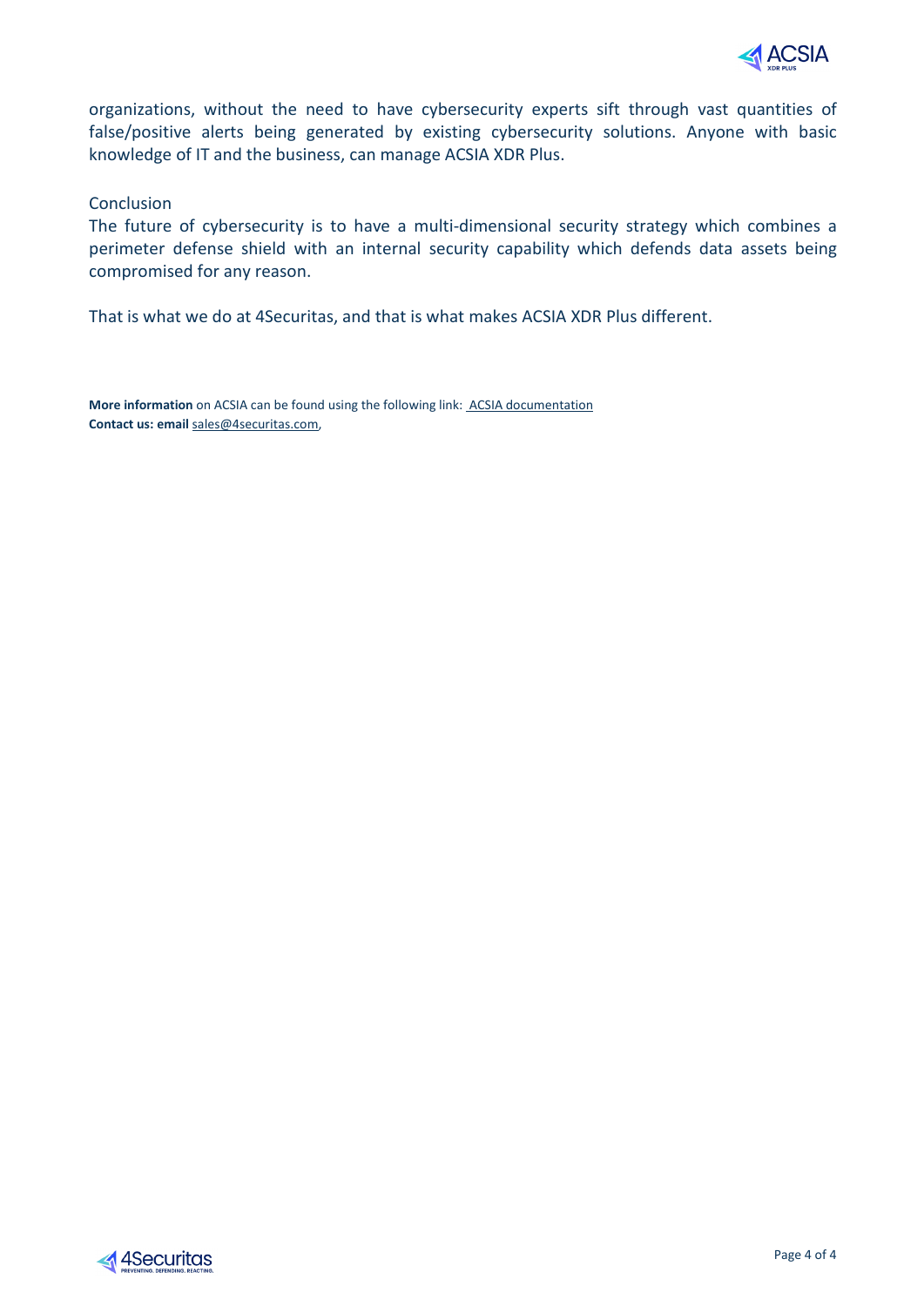organizations, without the need to have cybersecurity experts sift through vast quantities of false/positive alerts being generated by existing cybersecurity solutions. Anyone with basic knowledge of IT and the business, can manage ACSIA XDR Plus.

## Conclusion

The future of cybersecurity is to have a multi-dimensional security strategy which combines a perimeter defense shield with an internal security capability which defends data assets being compromised for any reason.

That is what we do at 4Securitas, and that is what makes ACSIA XDR Plus different.

**More information** on ACSIA can be found using the following link: ACSIA documentation
**Contact us: email** sales@4securitas.com,